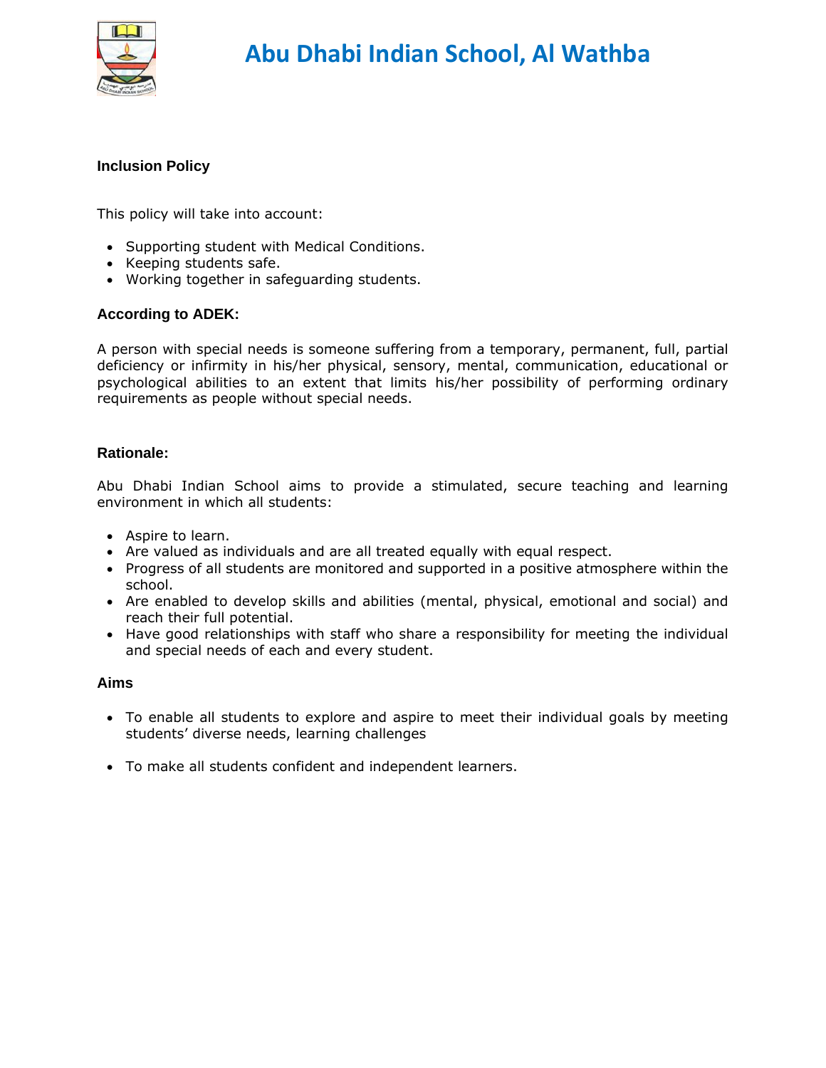# Abu Dhabi Indian School, Al Wathba

## Inclusion Policy

This policy will take into account:

- Supporting student with Medical Conditions.
- Keeping students safe.
- Working together in safeguarding students.

### According to ADEK:

A person with special needs is someone suffering from a temporary, permanent, full, partial deficiency or infirmity in his/her physical, sensory, mental, communication, educational or psychological abilities to an extent that limits his/her possibility of performing ordinary requirements as people without special needs.

### Rationale:

Abu Dhabi Indian School aims to provide a stimulated, secure teaching and learning environment in which all students:

- Aspire to learn.
- Are valued as individuals and are all treated equally with equal respect.
- Progress of all students are monitored and supported in a positive atmosphere within the school.
- Are enabled to develop skills and abilities (mental, physical, emotional and social) and reach their full potential.
- Have good relationships with staff who share a responsibility for meeting the individual and special needs of each and every student.

### Aims

- To enable all students to explore and aspire to meet their individual goals by meeting students' diverse needs, learning challenges

- To make all students confident and independent learners.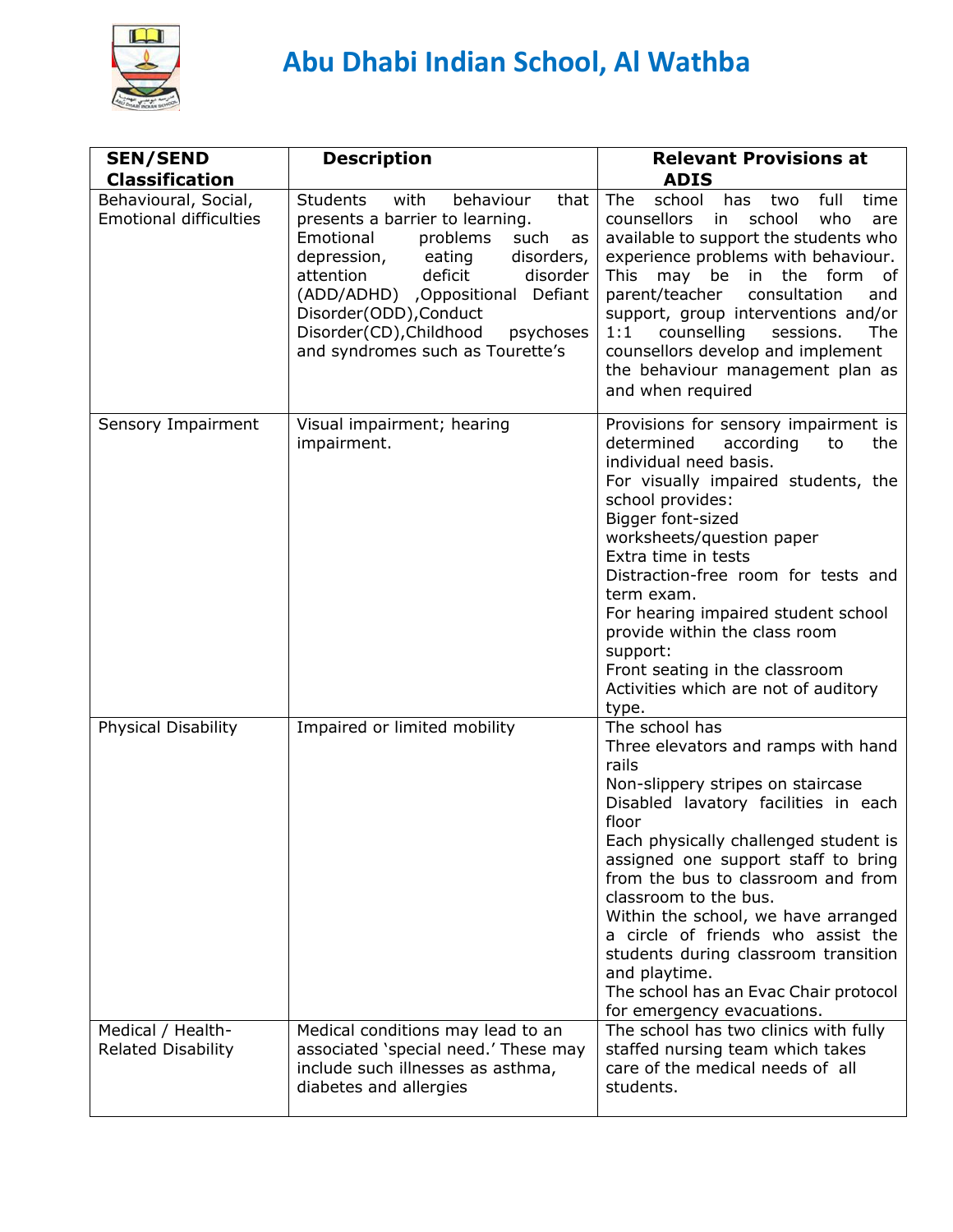# Abu Dhabi Indian School, Al Wathba

| SEN/SEND Classification | Description | Relevant Provisions at ADIS |
|---|---|---|
| Behavioural, Social, Emotional difficulties | Students with behaviour that presents a barrier to learning. Emotional problems such as depression, eating disorders, attention deficit disorder (ADD/ADHD) ,Oppositional Defiant Disorder(ODD),Conduct Disorder(CD),Childhood psychoses and syndromes such as Tourette's | The school has two full time counsellors in school who are available to support the students who experience problems with behaviour. This may be in the form of parent/teacher consultation and support, group interventions and/or 1:1 counselling sessions. The counsellors develop and implement the behaviour management plan as and when required |
| Sensory Impairment | Visual impairment; hearing impairment. | Provisions for sensory impairment is determined according to the individual need basis.<br>For visually impaired students, the school provides:<br>Bigger font-sized worksheets/question paper<br>Extra time in tests<br>Distraction-free room for tests and term exam.<br>For hearing impaired student school provide within the class room support:<br>Front seating in the classroom<br>Activities which are not of auditory type. |
| Physical Disability | Impaired or limited mobility | The school has<br>Three elevators and ramps with hand rails<br>Non-slippery stripes on staircase<br>Disabled lavatory facilities in each floor<br>Each physically challenged student is assigned one support staff to bring from the bus to classroom and from classroom to the bus.<br>Within the school, we have arranged a circle of friends who assist the students during classroom transition and playtime.<br>The school has an Evac Chair protocol for emergency evacuations. |
| Medical / Health-Related Disability | Medical conditions may lead to an associated 'special need.' These may include such illnesses as asthma, diabetes and allergies | The school has two clinics with fully staffed nursing team which takes care of the medical needs of all students. |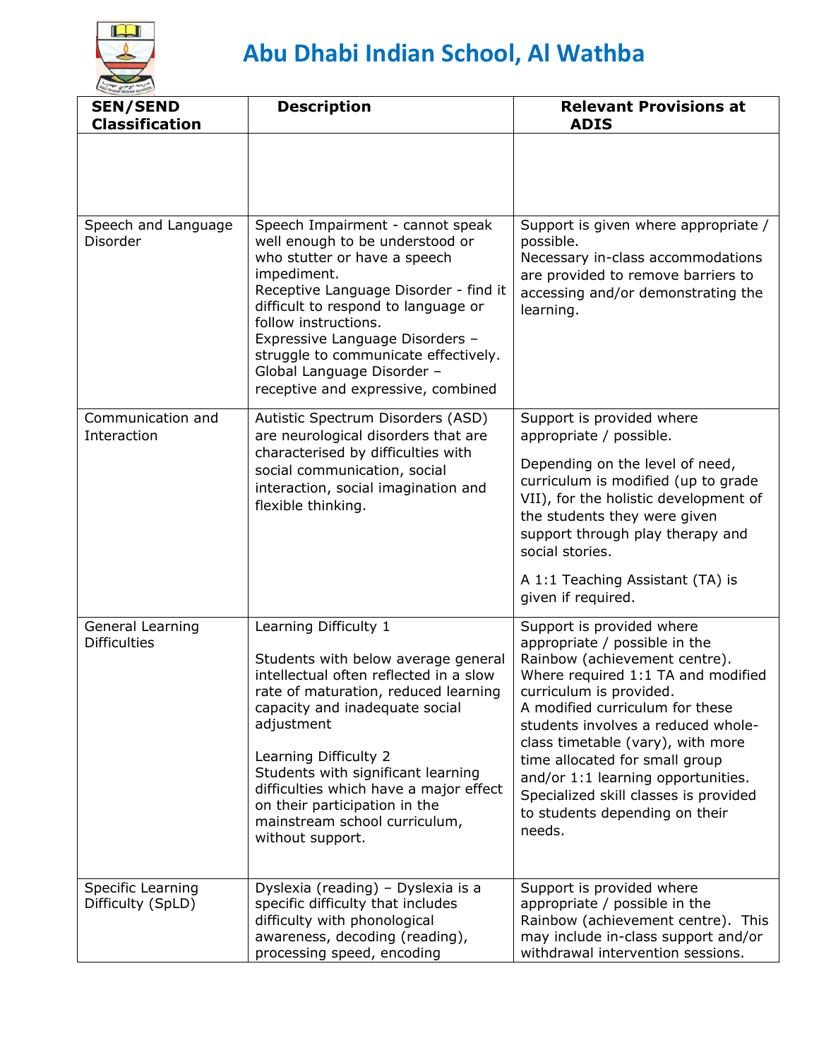# Abu Dhabi Indian School, Al Wathba

| SEN/SEND Classification | Description | Relevant Provisions at ADIS |
|---|---|---|
| | | |
| Speech and Language Disorder | Speech Impairment - cannot speak well enough to be understood or who stutter or have a speech impediment.<br>Receptive Language Disorder - find it difficult to respond to language or follow instructions.<br>Expressive Language Disorders – struggle to communicate effectively.<br>Global Language Disorder – receptive and expressive, combined | Support is given where appropriate / possible.<br>Necessary in-class accommodations are provided to remove barriers to accessing and/or demonstrating the learning. |
| Communication and Interaction | Autistic Spectrum Disorders (ASD) are neurological disorders that are characterised by difficulties with social communication, social interaction, social imagination and flexible thinking. | Support is provided where appropriate / possible.<br>Depending on the level of need, curriculum is modified (up to grade VII), for the holistic development of the students they were given support through play therapy and social stories.<br>A 1:1 Teaching Assistant (TA) is given if required. |
| General Learning Difficulties | Learning Difficulty 1<br><br>Students with below average general intellectual often reflected in a slow rate of maturation, reduced learning capacity and inadequate social adjustment<br><br>Learning Difficulty 2<br>Students with significant learning difficulties which have a major effect on their participation in the mainstream school curriculum, without support. | Support is provided where appropriate / possible in the Rainbow (achievement centre). Where required 1:1 TA and modified curriculum is provided.<br>A modified curriculum for these students involves a reduced whole-class timetable (vary), with more time allocated for small group and/or 1:1 learning opportunities.<br>Specialized skill classes is provided to students depending on their needs. |
| Specific Learning Difficulty (SpLD) | Dyslexia (reading) – Dyslexia is a specific difficulty that includes difficulty with phonological awareness, decoding (reading), processing speed, encoding | Support is provided where appropriate / possible in the Rainbow (achievement centre). This may include in-class support and/or withdrawal intervention sessions. |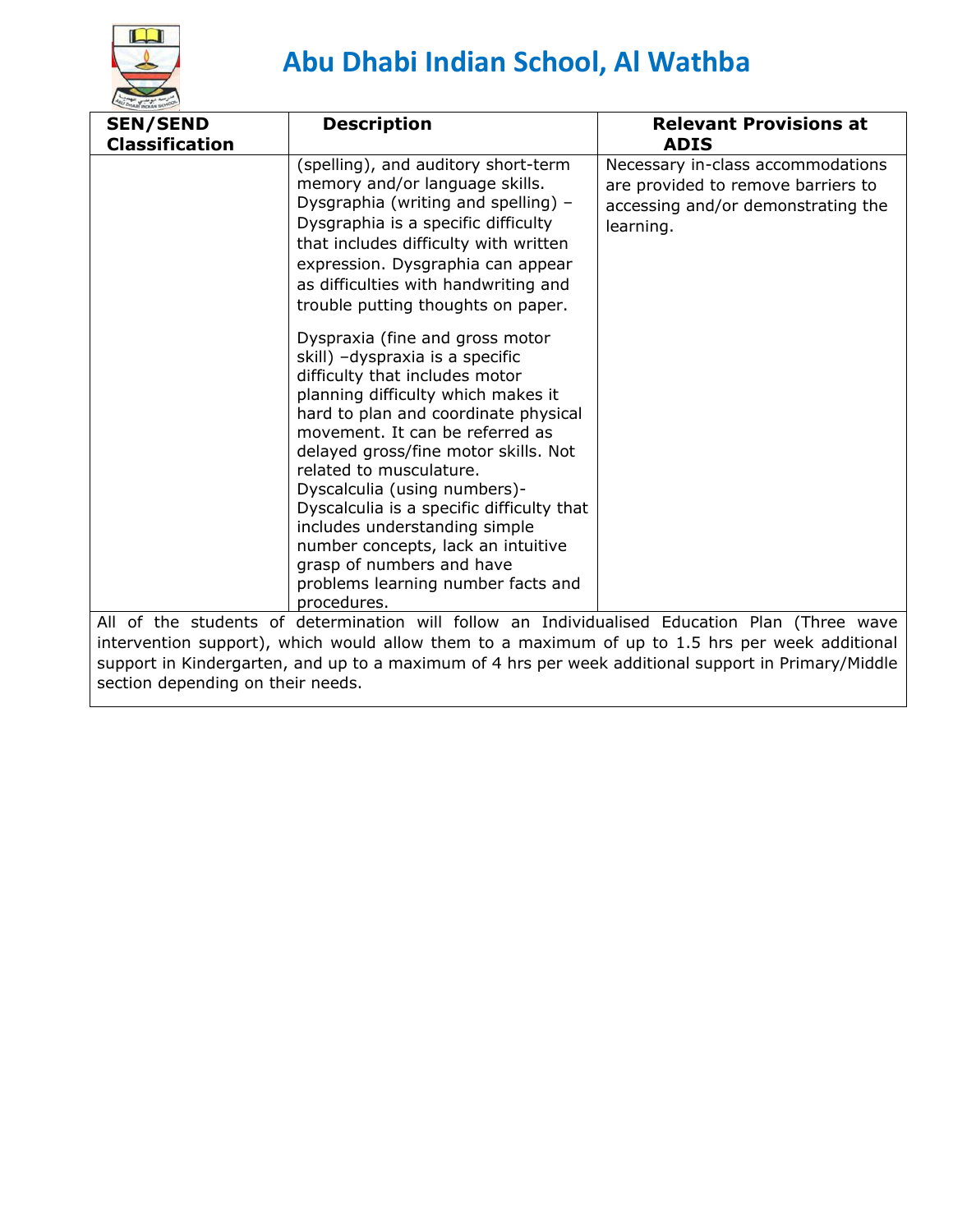| SEN/SEND Classification | Description | Relevant Provisions at ADIS |
|---|---|---|
| | (spelling), and auditory short-term memory and/or language skills. Dysgraphia (writing and spelling) – Dysgraphia is a specific difficulty that includes difficulty with written expression. Dysgraphia can appear as difficulties with handwriting and trouble putting thoughts on paper.<br><br>Dyspraxia (fine and gross motor skill) –dyspraxia is a specific difficulty that includes motor planning difficulty which makes it hard to plan and coordinate physical movement. It can be referred as delayed gross/fine motor skills. Not related to musculature. Dyscalculia (using numbers)- Dyscalculia is a specific difficulty that includes understanding simple number concepts, lack an intuitive grasp of numbers and have problems learning number facts and procedures. | Necessary in-class accommodations are provided to remove barriers to accessing and/or demonstrating the learning. |

All of the students of determination will follow an Individualised Education Plan (Three wave intervention support), which would allow them to a maximum of up to 1.5 hrs per week additional support in Kindergarten, and up to a maximum of 4 hrs per week additional support in Primary/Middle section depending on their needs.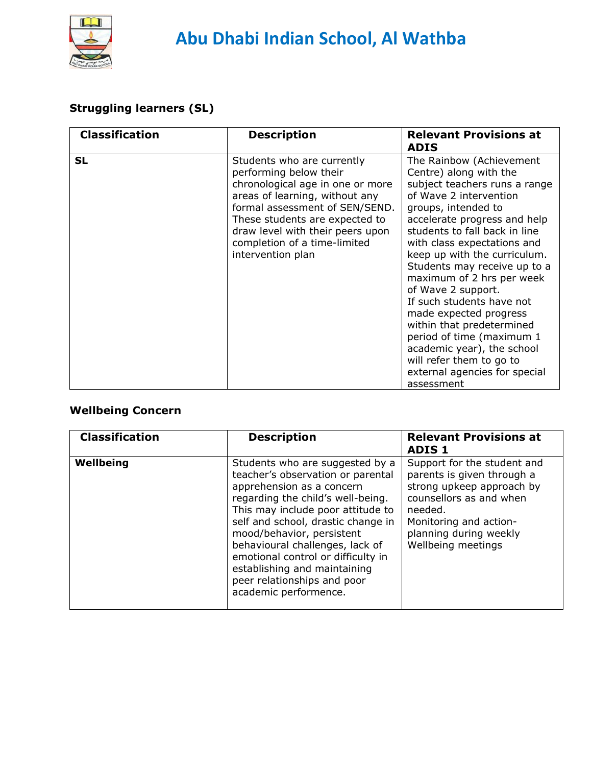### Struggling learners (SL)

| Classification | Description | Relevant Provisions at ADIS |
| --- | --- | --- |
| **SL** | Students who are currently performing below their chronological age in one or more areas of learning, without any formal assessment of SEN/SEND. These students are expected to draw level with their peers upon completion of a time-limited intervention plan | The Rainbow (Achievement Centre) along with the subject teachers runs a range of Wave 2 intervention groups, intended to accelerate progress and help students to fall back in line with class expectations and keep up with the curriculum. Students may receive up to a maximum of 2 hrs per week of Wave 2 support. If such students have not made expected progress within that predetermined period of time (maximum 1 academic year), the school will refer them to go to external agencies for special assessment |

### Wellbeing Concern

| Classification | Description | Relevant Provisions at ADIS 1 |
| --- | --- | --- |
| **Wellbeing** | Students who are suggested by a teacher's observation or parental apprehension as a concern regarding the child's well-being. This may include poor attitude to self and school, drastic change in mood/behavior, persistent behavioural challenges, lack of emotional control or difficulty in establishing and maintaining peer relationships and poor academic performence. | Support for the student and parents is given through a strong upkeep approach by counsellors as and when needed. Monitoring and action-planning during weekly Wellbeing meetings |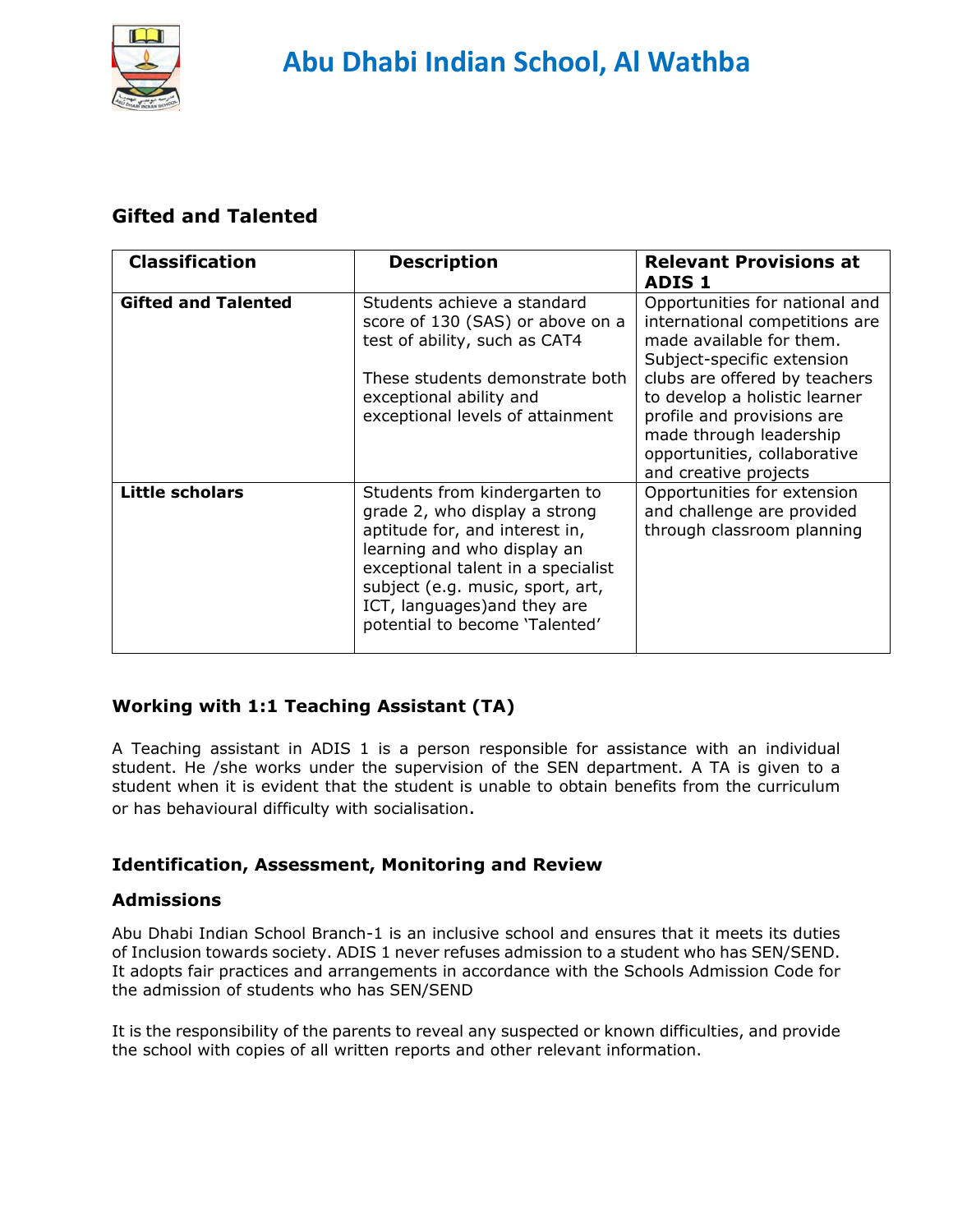## Gifted and Talented

| Classification | Description | Relevant Provisions at ADIS 1 |
|---|---|---|
| **Gifted and Talented** | Students achieve a standard score of 130 (SAS) or above on a test of ability, such as CAT4<br><br>These students demonstrate both exceptional ability and exceptional levels of attainment | Opportunities for national and international competitions are made available for them. Subject-specific extension clubs are offered by teachers to develop a holistic learner profile and provisions are made through leadership opportunities, collaborative and creative projects |
| **Little scholars** | Students from kindergarten to grade 2, who display a strong aptitude for, and interest in, learning and who display an exceptional talent in a specialist subject (e.g. music, sport, art, ICT, languages)and they are potential to become 'Talented' | Opportunities for extension and challenge are provided through classroom planning |

### Working with 1:1 Teaching Assistant (TA)

A Teaching assistant in ADIS 1 is a person responsible for assistance with an individual student. He /she works under the supervision of the SEN department. A TA is given to a student when it is evident that the student is unable to obtain benefits from the curriculum or has behavioural difficulty with socialisation.

### Identification, Assessment, Monitoring and Review

### Admissions

Abu Dhabi Indian School Branch-1 is an inclusive school and ensures that it meets its duties of Inclusion towards society. ADIS 1 never refuses admission to a student who has SEN/SEND. It adopts fair practices and arrangements in accordance with the Schools Admission Code for the admission of students who has SEN/SEND

It is the responsibility of the parents to reveal any suspected or known difficulties, and provide the school with copies of all written reports and other relevant information.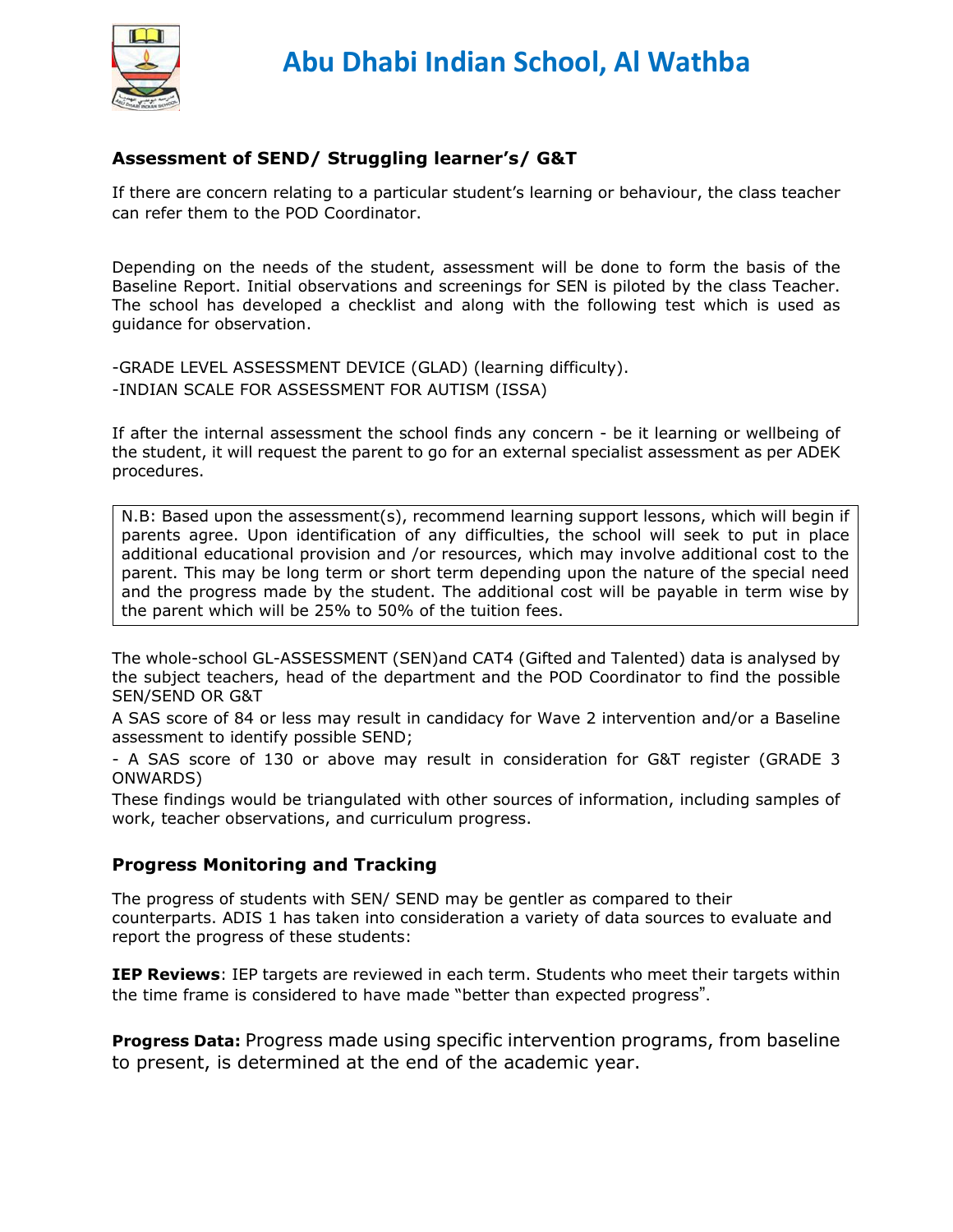# Abu Dhabi Indian School, Al Wathba

### Assessment of SEND/ Struggling learner's/ G&T

If there are concern relating to a particular student's learning or behaviour, the class teacher can refer them to the POD Coordinator.

Depending on the needs of the student, assessment will be done to form the basis of the Baseline Report. Initial observations and screenings for SEN is piloted by the class Teacher. The school has developed a checklist and along with the following test which is used as guidance for observation.

-GRADE LEVEL ASSESSMENT DEVICE (GLAD) (learning difficulty).
-INDIAN SCALE FOR ASSESSMENT FOR AUTISM (ISSA)

If after the internal assessment the school finds any concern - be it learning or wellbeing of the student, it will request the parent to go for an external specialist assessment as per ADEK procedures.

> N.B: Based upon the assessment(s), recommend learning support lessons, which will begin if parents agree. Upon identification of any difficulties, the school will seek to put in place additional educational provision and /or resources, which may involve additional cost to the parent. This may be long term or short term depending upon the nature of the special need and the progress made by the student. The additional cost will be payable in term wise by the parent which will be 25% to 50% of the tuition fees.

The whole-school GL-ASSESSMENT (SEN)and CAT4 (Gifted and Talented) data is analysed by the subject teachers, head of the department and the POD Coordinator to find the possible SEN/SEND OR G&T

A SAS score of 84 or less may result in candidacy for Wave 2 intervention and/or a Baseline assessment to identify possible SEND;

- A SAS score of 130 or above may result in consideration for G&T register (GRADE 3 ONWARDS)

These findings would be triangulated with other sources of information, including samples of work, teacher observations, and curriculum progress.

### Progress Monitoring and Tracking

The progress of students with SEN/ SEND may be gentler as compared to their counterparts. ADIS 1 has taken into consideration a variety of data sources to evaluate and report the progress of these students:

**IEP Reviews**: IEP targets are reviewed in each term. Students who meet their targets within the time frame is considered to have made "better than expected progress".

**Progress Data:** Progress made using specific intervention programs, from baseline to present, is determined at the end of the academic year.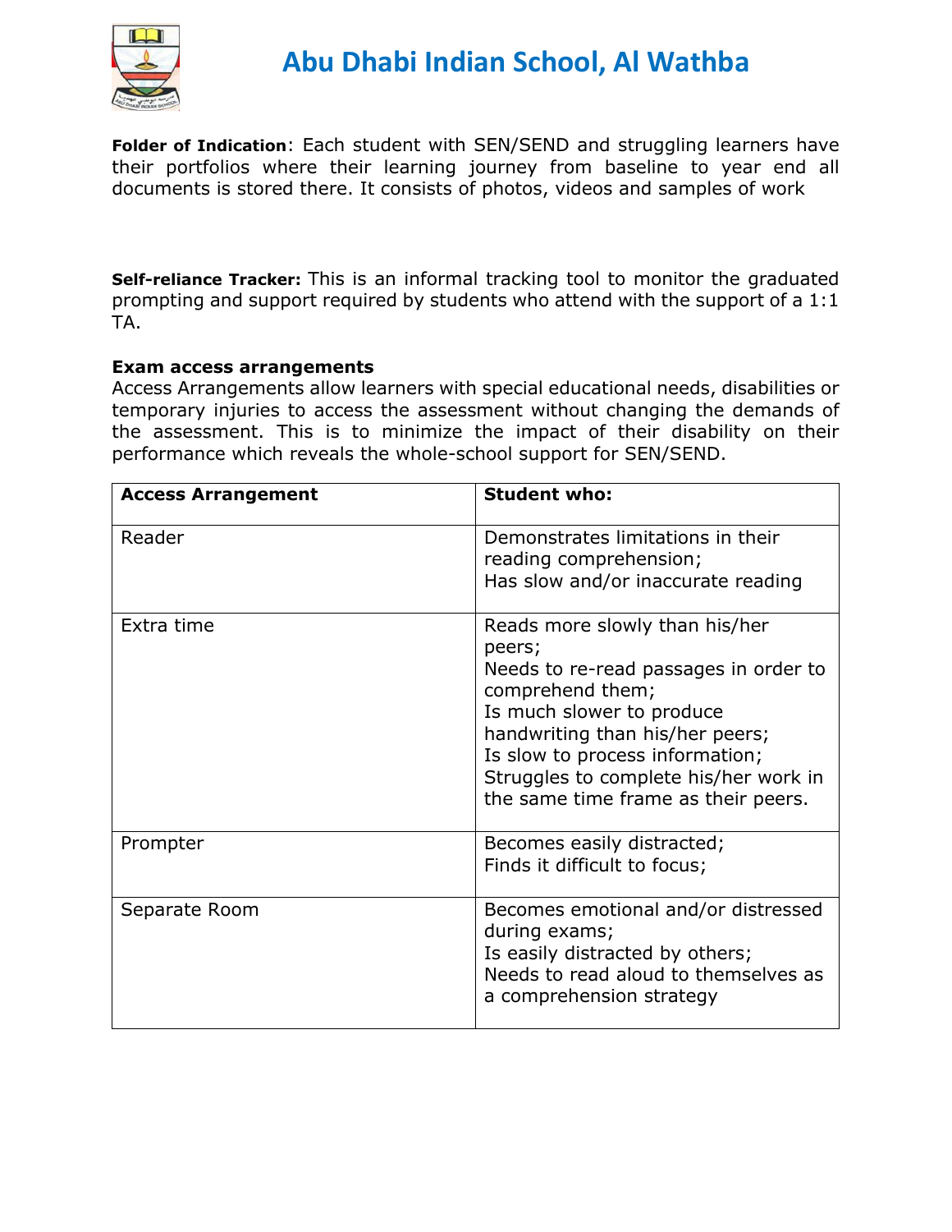# Abu Dhabi Indian School, Al Wathba

**Folder of Indication**: Each student with SEN/SEND and struggling learners have their portfolios where their learning journey from baseline to year end all documents is stored there. It consists of photos, videos and samples of work

**Self-reliance Tracker:** This is an informal tracking tool to monitor the graduated prompting and support required by students who attend with the support of a 1:1 TA.

**Exam access arrangements**

Access Arrangements allow learners with special educational needs, disabilities or temporary injuries to access the assessment without changing the demands of the assessment. This is to minimize the impact of their disability on their performance which reveals the whole-school support for SEN/SEND.

| **Access Arrangement** | **Student who:** |
|---|---|
| Reader | Demonstrates limitations in their reading comprehension;<br>Has slow and/or inaccurate reading |
| Extra time | Reads more slowly than his/her peers;<br>Needs to re-read passages in order to comprehend them;<br>Is much slower to produce handwriting than his/her peers;<br>Is slow to process information;<br>Struggles to complete his/her work in the same time frame as their peers. |
| Prompter | Becomes easily distracted;<br>Finds it difficult to focus; |
| Separate Room | Becomes emotional and/or distressed during exams;<br>Is easily distracted by others;<br>Needs to read aloud to themselves as a comprehension strategy |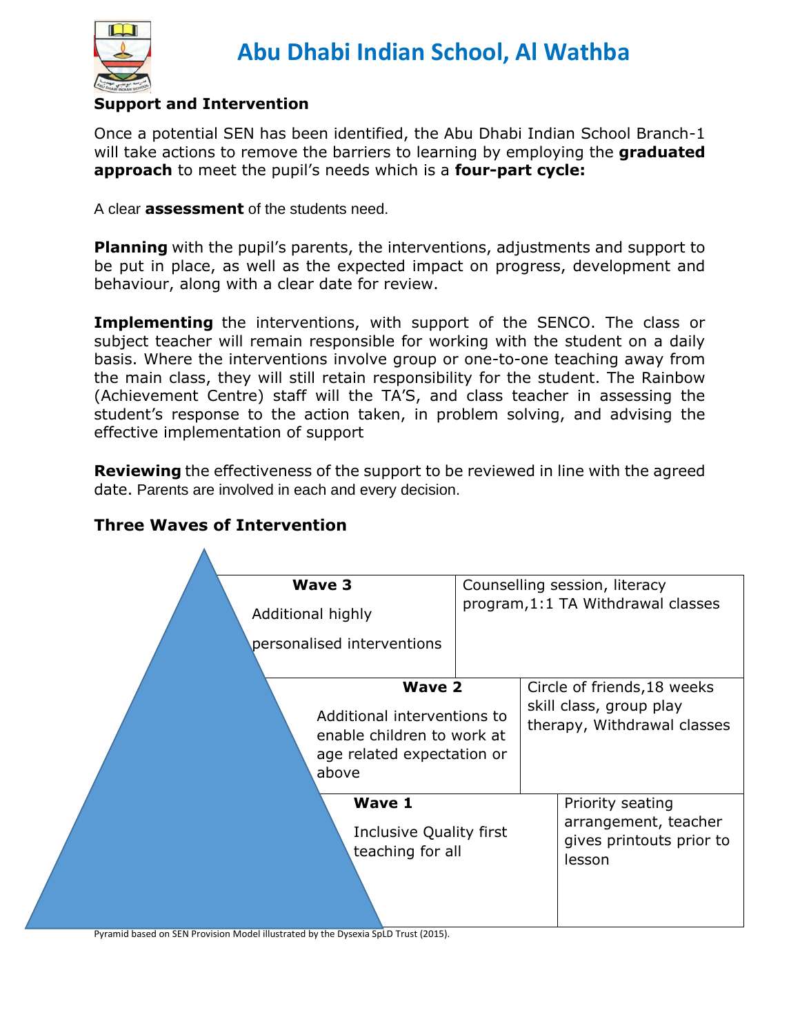# Abu Dhabi Indian School, Al Wathba

**Support and Intervention**

Once a potential SEN has been identified, the Abu Dhabi Indian School Branch-1 will take actions to remove the barriers to learning by employing the **graduated approach** to meet the pupil's needs which is a **four-part cycle:**

A clear **assessment** of the students need.

**Planning** with the pupil's parents, the interventions, adjustments and support to be put in place, as well as the expected impact on progress, development and behaviour, along with a clear date for review.

**Implementing** the interventions, with support of the SENCO. The class or subject teacher will remain responsible for working with the student on a daily basis. Where the interventions involve group or one-to-one teaching away from the main class, they will still retain responsibility for the student. The Rainbow (Achievement Centre) staff will the TA'S, and class teacher in assessing the student's response to the action taken, in problem solving, and advising the effective implementation of support

**Reviewing** the effectiveness of the support to be reviewed in line with the agreed date. Parents are involved in each and every decision.

**Three Waves of Intervention**

| Wave | Examples |
|---|---|
| **Wave 3**<br>Additional highly personalised interventions | Counselling session, literacy program,1:1 TA Withdrawal classes |
| **Wave 2**<br>Additional interventions to enable children to work at age related expectation or above | Circle of friends,18 weeks skill class, group play therapy, Withdrawal classes |
| **Wave 1**<br>Inclusive Quality first teaching for all | Priority seating arrangement, teacher gives printouts prior to lesson |

Pyramid based on SEN Provision Model illustrated by the Dysexia SpLD Trust (2015).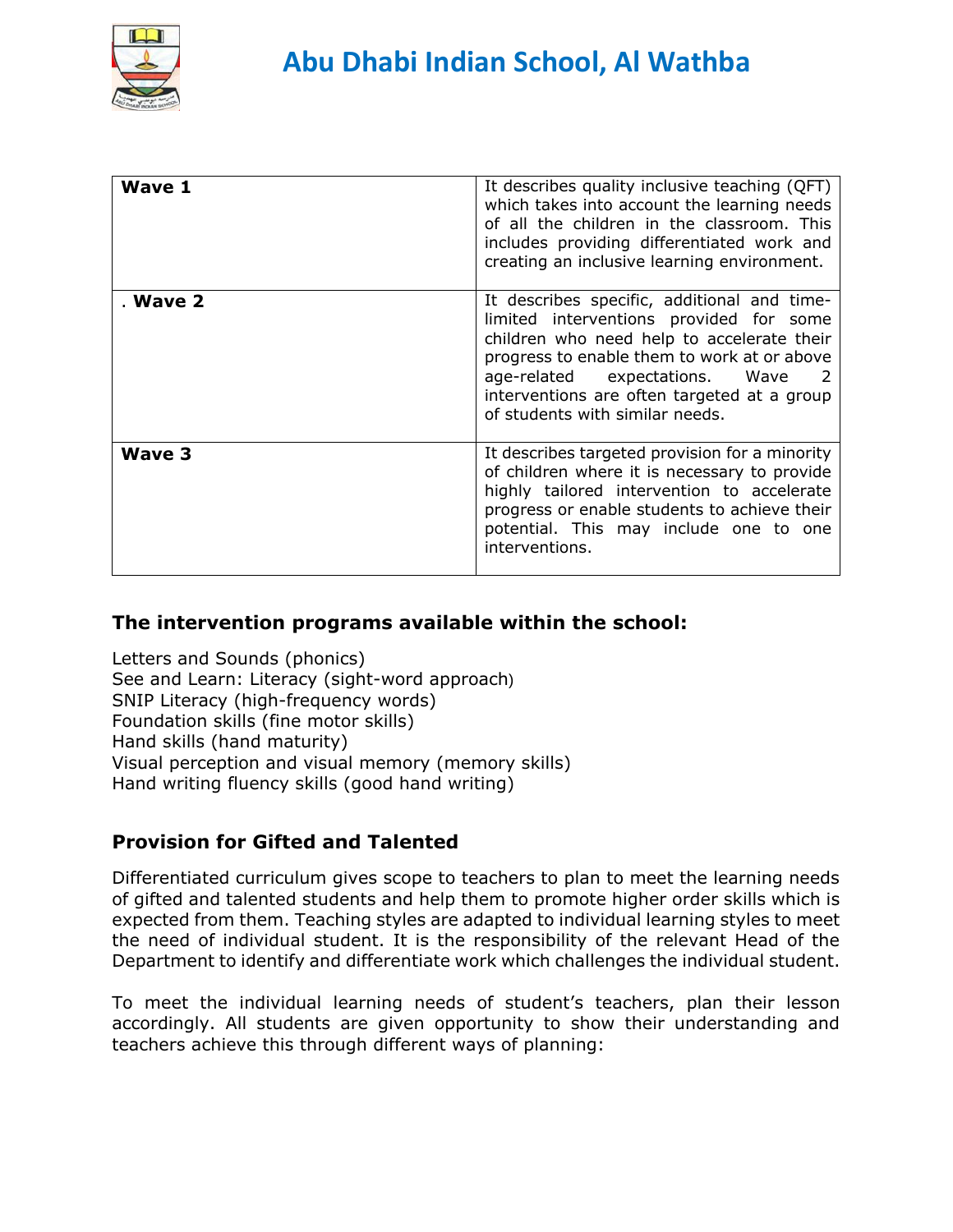| Wave 1 | It describes quality inclusive teaching (QFT) which takes into account the learning needs of all the children in the classroom. This includes providing differentiated work and creating an inclusive learning environment. |
| --- | --- |
| . Wave 2 | It describes specific, additional and time-limited interventions provided for some children who need help to accelerate their progress to enable them to work at or above age-related expectations. Wave 2 interventions are often targeted at a group of students with similar needs. |
| Wave 3 | It describes targeted provision for a minority of children where it is necessary to provide highly tailored intervention to accelerate progress or enable students to achieve their potential. This may include one to one interventions. |

### The intervention programs available within the school:

Letters and Sounds (phonics)
See and Learn: Literacy (sight-word approach)
SNIP Literacy (high-frequency words)
Foundation skills (fine motor skills)
Hand skills (hand maturity)
Visual perception and visual memory (memory skills)
Hand writing fluency skills (good hand writing)

### Provision for Gifted and Talented

Differentiated curriculum gives scope to teachers to plan to meet the learning needs of gifted and talented students and help them to promote higher order skills which is expected from them. Teaching styles are adapted to individual learning styles to meet the need of individual student. It is the responsibility of the relevant Head of the Department to identify and differentiate work which challenges the individual student.

To meet the individual learning needs of student's teachers, plan their lesson accordingly. All students are given opportunity to show their understanding and teachers achieve this through different ways of planning: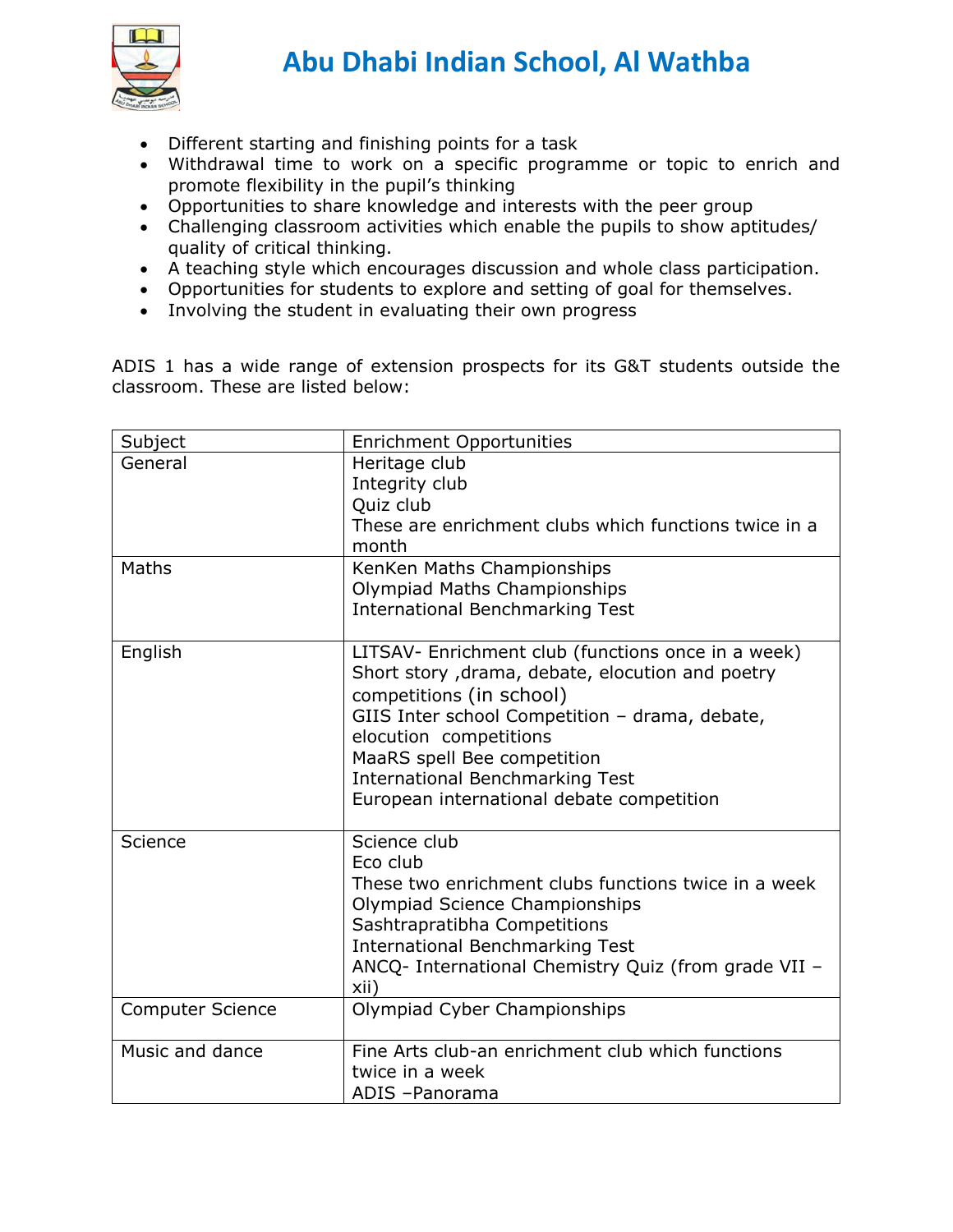- Different starting and finishing points for a task
- Withdrawal time to work on a specific programme or topic to enrich and promote flexibility in the pupil's thinking
- Opportunities to share knowledge and interests with the peer group
- Challenging classroom activities which enable the pupils to show aptitudes/ quality of critical thinking.
- A teaching style which encourages discussion and whole class participation.
- Opportunities for students to explore and setting of goal for themselves.
- Involving the student in evaluating their own progress

ADIS 1 has a wide range of extension prospects for its G&T students outside the classroom. These are listed below:

| Subject | Enrichment Opportunities |
|---|---|
| General | Heritage club<br>Integrity club<br>Quiz club<br>These are enrichment clubs which functions twice in a month |
| Maths | KenKen Maths Championships<br>Olympiad Maths Championships<br>International Benchmarking Test |
| English | LITSAV- Enrichment club (functions once in a week)<br>Short story ,drama, debate, elocution and poetry competitions (in school)<br>GIIS Inter school Competition – drama, debate, elocution competitions<br>MaaRS spell Bee competition<br>International Benchmarking Test<br>European international debate competition |
| Science | Science club<br>Eco club<br>These two enrichment clubs functions twice in a week<br>Olympiad Science Championships<br>Sashtrapratibha Competitions<br>International Benchmarking Test<br>ANCQ- International Chemistry Quiz (from grade VII – xii) |
| Computer Science | Olympiad Cyber Championships |
| Music and dance | Fine Arts club-an enrichment club which functions twice in a week<br>ADIS –Panorama |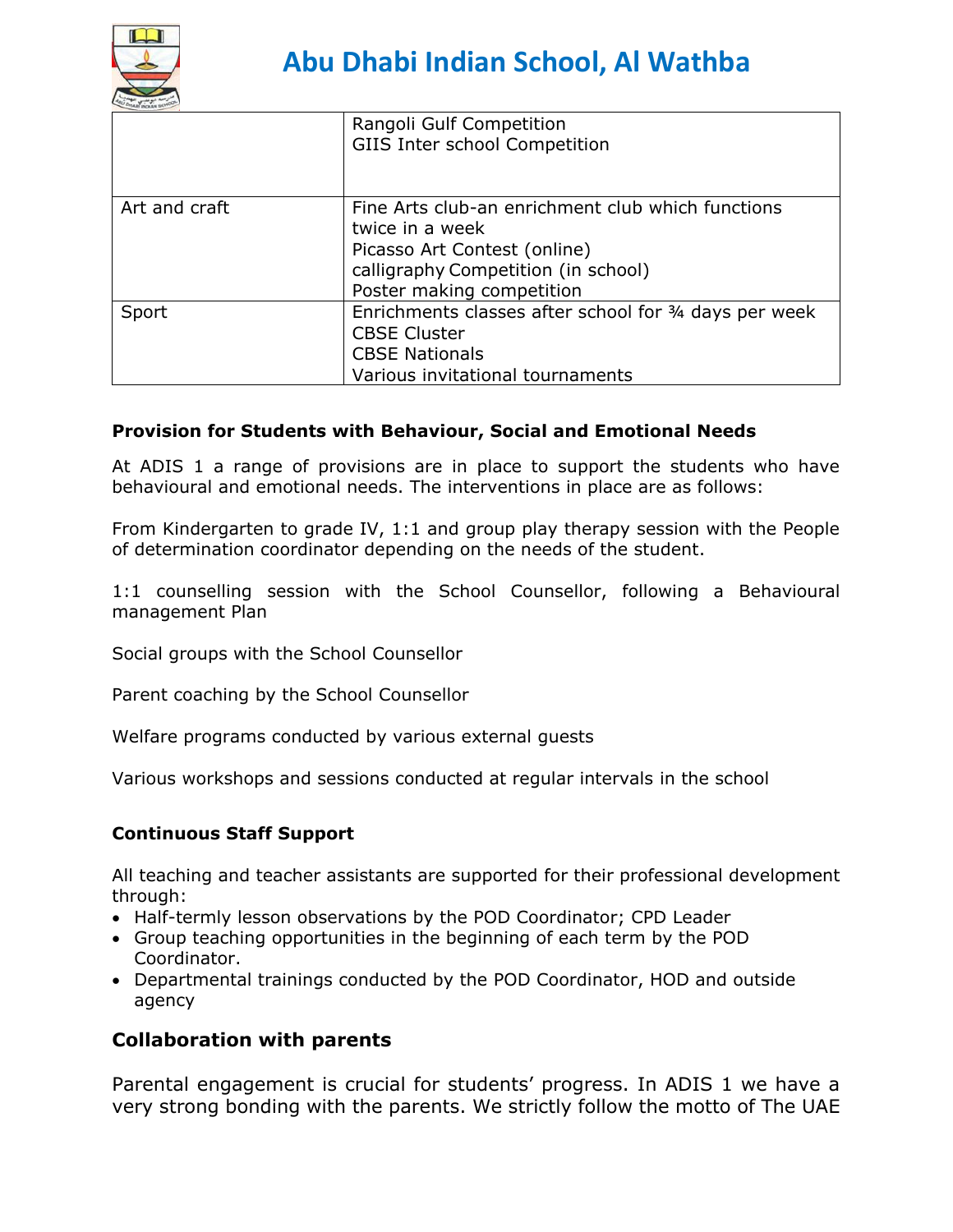| | |
|---|---|
| | Rangoli Gulf Competition<br>GIIS Inter school Competition |
| Art and craft | Fine Arts club-an enrichment club which functions twice in a week<br>Picasso Art Contest (online)<br>calligraphy Competition (in school)<br>Poster making competition |
| Sport | Enrichments classes after school for ¾ days per week<br>CBSE Cluster<br>CBSE Nationals<br>Various invitational tournaments |

**Provision for Students with Behaviour, Social and Emotional Needs**

At ADIS 1 a range of provisions are in place to support the students who have behavioural and emotional needs. The interventions in place are as follows:

From Kindergarten to grade IV, 1:1 and group play therapy session with the People of determination coordinator depending on the needs of the student.

1:1 counselling session with the School Counsellor, following a Behavioural management Plan

Social groups with the School Counsellor

Parent coaching by the School Counsellor

Welfare programs conducted by various external guests

Various workshops and sessions conducted at regular intervals in the school

**Continuous Staff Support**

All teaching and teacher assistants are supported for their professional development through:

- Half-termly lesson observations by the POD Coordinator; CPD Leader
- Group teaching opportunities in the beginning of each term by the POD Coordinator.
- Departmental trainings conducted by the POD Coordinator, HOD and outside agency

## Collaboration with parents

Parental engagement is crucial for students' progress. In ADIS 1 we have a very strong bonding with the parents. We strictly follow the motto of The UAE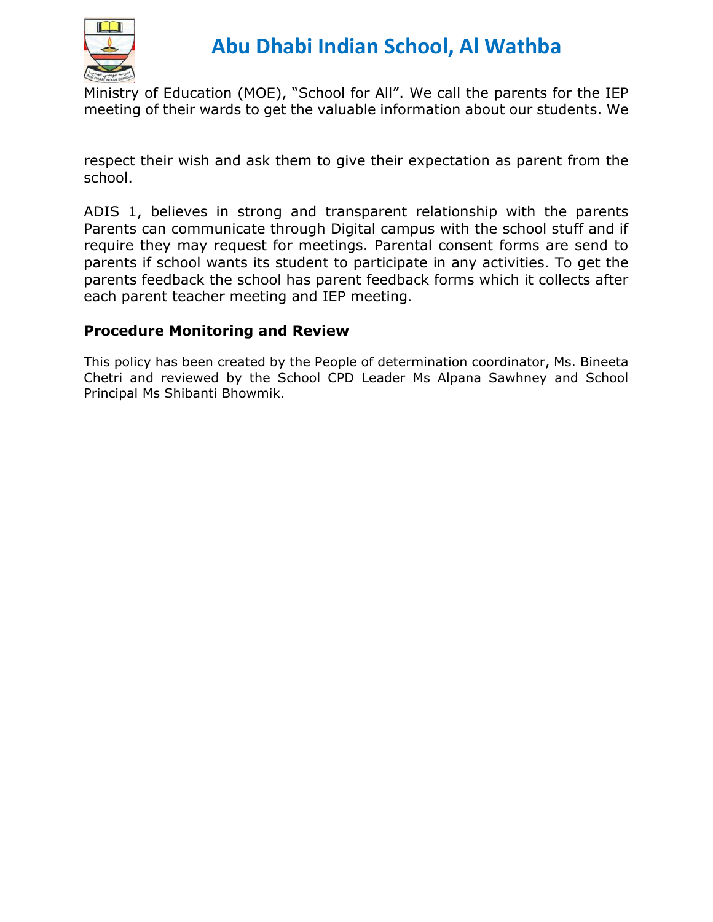Ministry of Education (MOE), "School for All". We call the parents for the IEP meeting of their wards to get the valuable information about our students. We

respect their wish and ask them to give their expectation as parent from the school.

ADIS 1, believes in strong and transparent relationship with the parents Parents can communicate through Digital campus with the school stuff and if require they may request for meetings. Parental consent forms are send to parents if school wants its student to participate in any activities. To get the parents feedback the school has parent feedback forms which it collects after each parent teacher meeting and IEP meeting.

### Procedure Monitoring and Review

This policy has been created by the People of determination coordinator, Ms. Bineeta Chetri and reviewed by the School CPD Leader Ms Alpana Sawhney and School Principal Ms Shibanti Bhowmik.